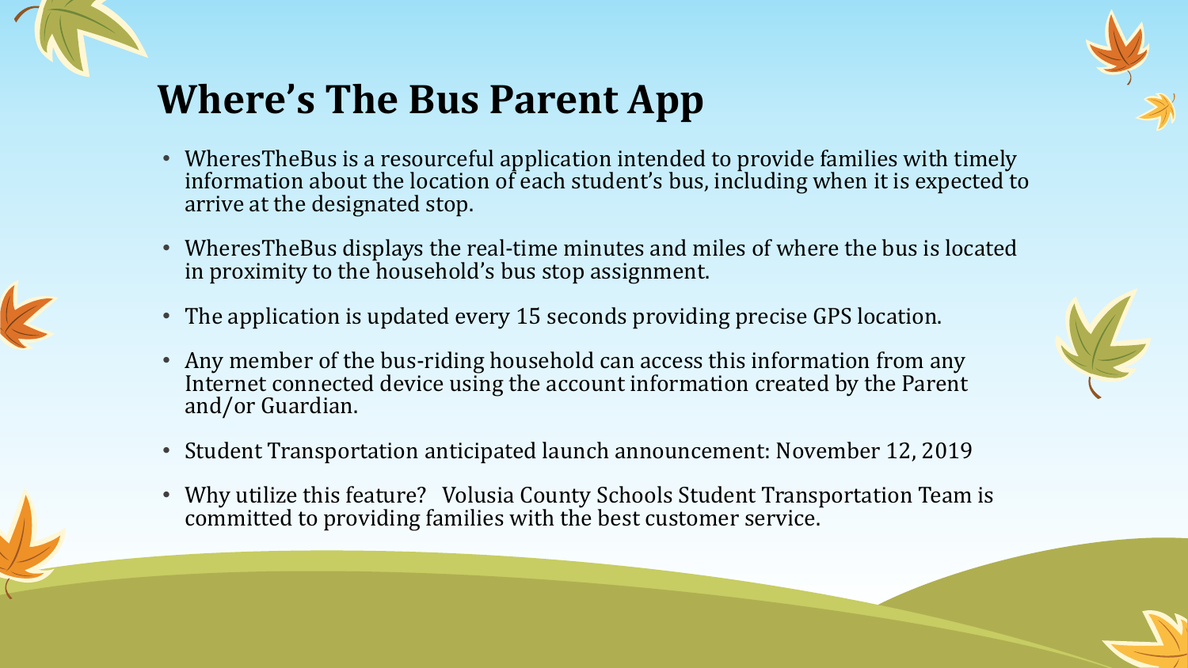# Where's The Bus Parent App

- WheresTheBus is a resourceful application intended to provide families with timely information about the location of each student's bus, including when it is expected to arrive at the designated stop.
- WheresTheBus displays the real-time minutes and miles of where the bus is located in proximity to the household's bus stop assignment.
- The application is updated every 15 seconds providing precise GPS location.
- Any member of the bus-riding household can access this information from any Internet connected device using the account information created by the Parent and/or Guardian.
- Student Transportation anticipated launch announcement: November 12, 2019
- Why utilize this feature? Volusia County Schools Student Transportation Team is committed to providing families with the best customer service.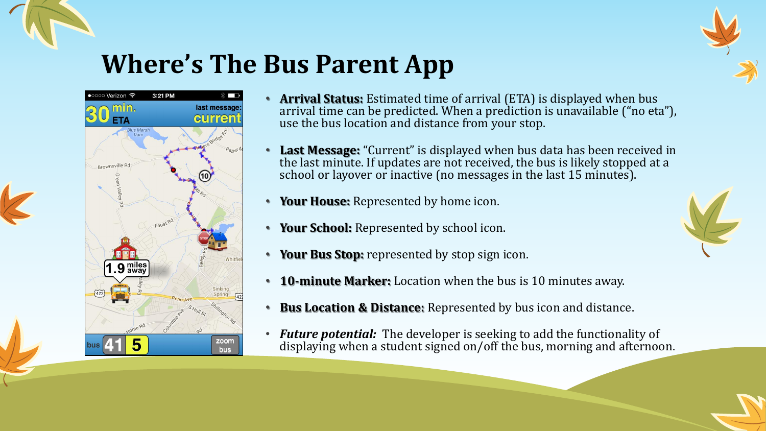# Where's The Bus Parent App

- **Arrival Status:** Estimated time of arrival (ETA) is displayed when bus arrival time can be predicted. When a prediction is unavailable ("no eta"), use the bus location and distance from your stop.
- **Last Message:** "Current" is displayed when bus data has been received in the last minute. If updates are not received, the bus is likely stopped at a school or layover or inactive (no messages in the last 15 minutes).
- **Your House:** Represented by home icon.
- **Your School:** Represented by school icon.
- **Your Bus Stop:** represented by stop sign icon.
- **10-minute Marker:** Location when the bus is 10 minutes away.
- **Bus Location & Distance:** Represented by bus icon and distance.
- ***Future potential:*** The developer is seeking to add the functionality of displaying when a student signed on/off the bus, morning and afternoon.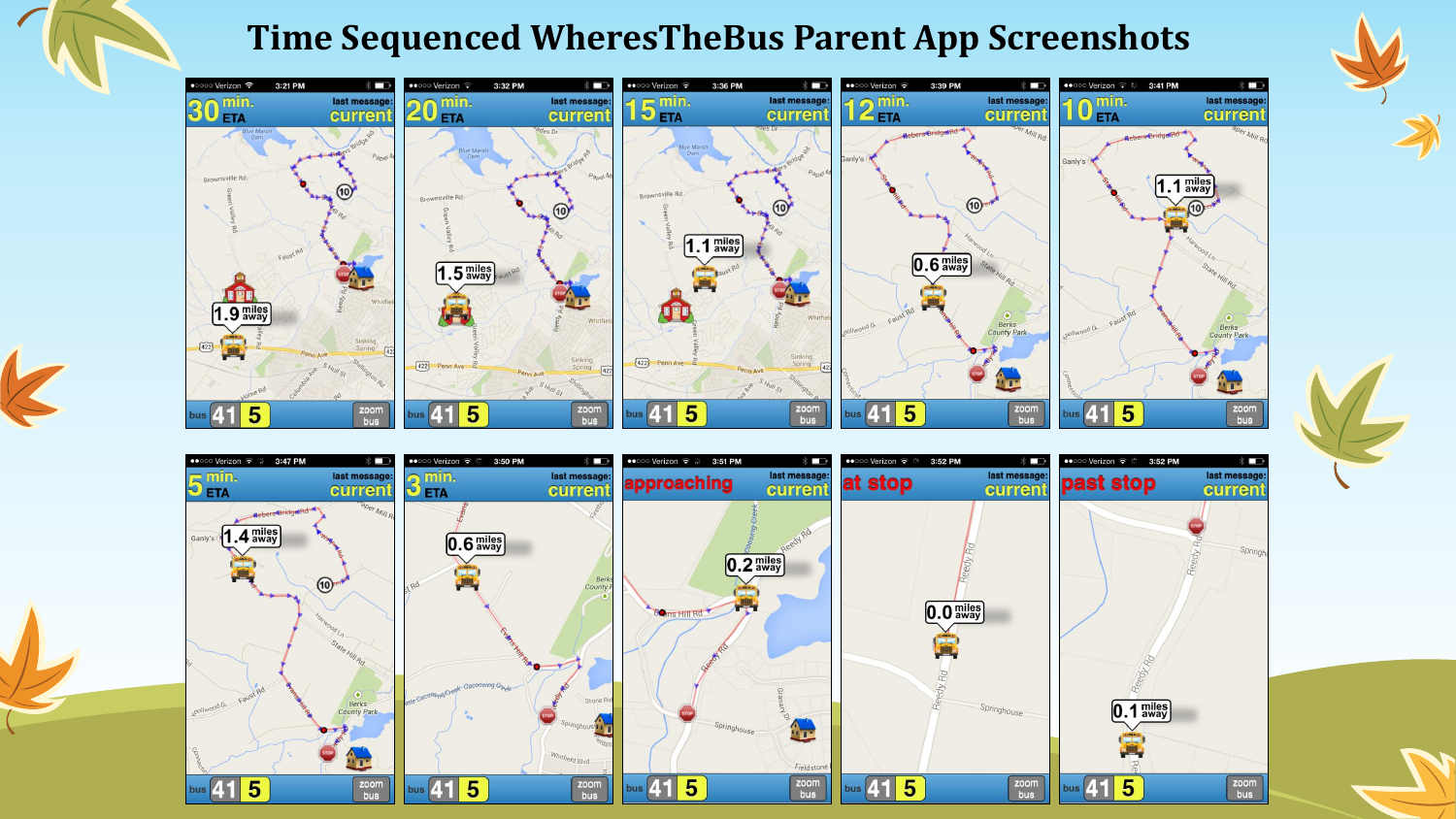# Time Sequenced WheresTheBus Parent App Screenshots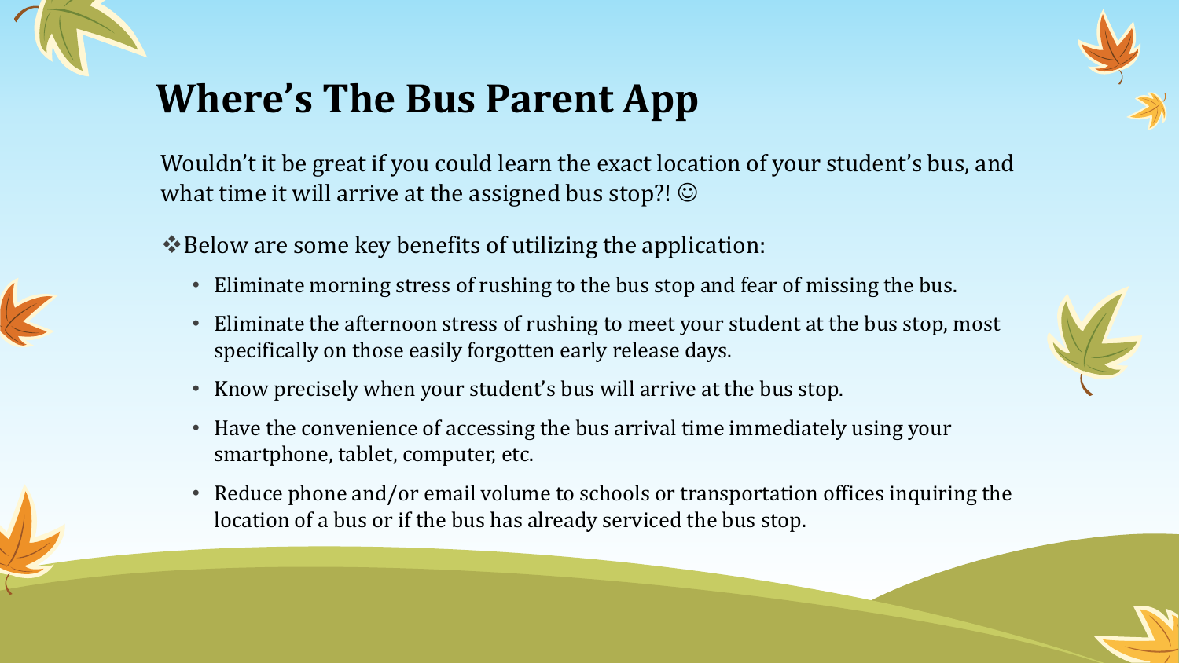# Where's The Bus Parent App

Wouldn't it be great if you could learn the exact location of your student's bus, and what time it will arrive at the assigned bus stop?! ☺

❖Below are some key benefits of utilizing the application:

- Eliminate morning stress of rushing to the bus stop and fear of missing the bus.
- Eliminate the afternoon stress of rushing to meet your student at the bus stop, most specifically on those easily forgotten early release days.
- Know precisely when your student's bus will arrive at the bus stop.
- Have the convenience of accessing the bus arrival time immediately using your smartphone, tablet, computer, etc.
- Reduce phone and/or email volume to schools or transportation offices inquiring the location of a bus or if the bus has already serviced the bus stop.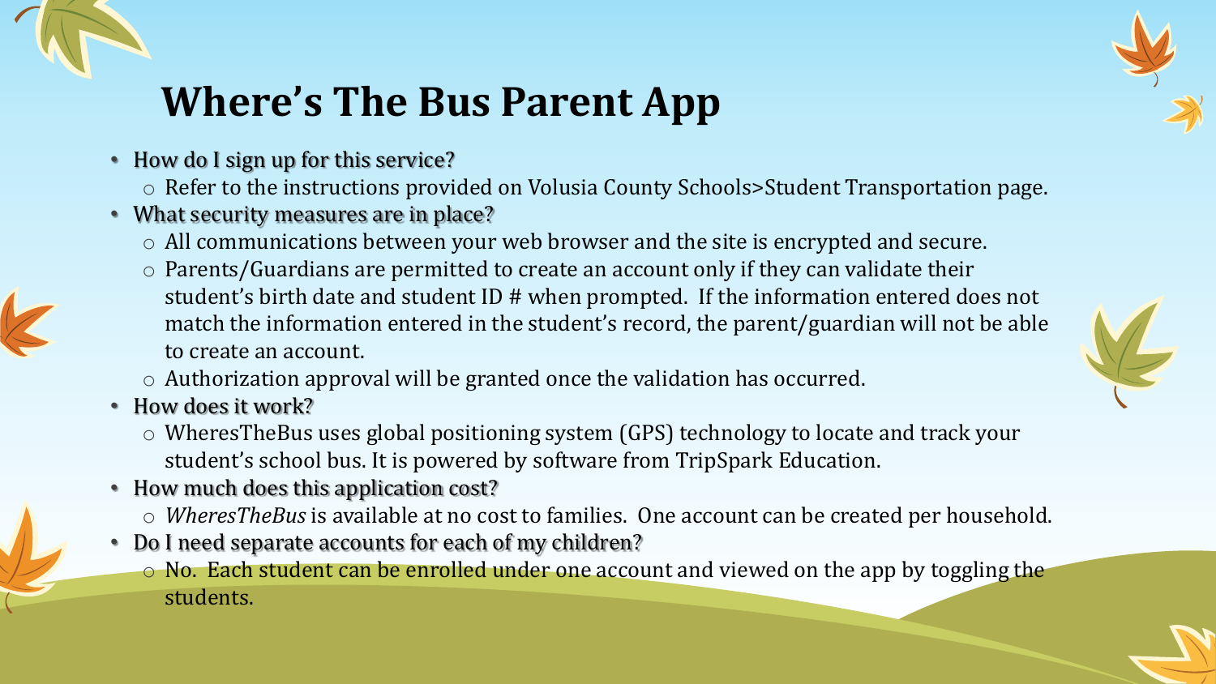# Where's The Bus Parent App

- How do I sign up for this service?
  - Refer to the instructions provided on Volusia County Schools>Student Transportation page.
- What security measures are in place?
  - All communications between your web browser and the site is encrypted and secure.
  - Parents/Guardians are permitted to create an account only if they can validate their student's birth date and student ID # when prompted. If the information entered does not match the information entered in the student's record, the parent/guardian will not be able to create an account.
  - Authorization approval will be granted once the validation has occurred.
- How does it work?
  - WheresTheBus uses global positioning system (GPS) technology to locate and track your student's school bus. It is powered by software from TripSpark Education.
- How much does this application cost?
  - *WheresTheBus* is available at no cost to families. One account can be created per household.
- Do I need separate accounts for each of my children?
  - No. Each student can be enrolled under one account and viewed on the app by toggling the students.